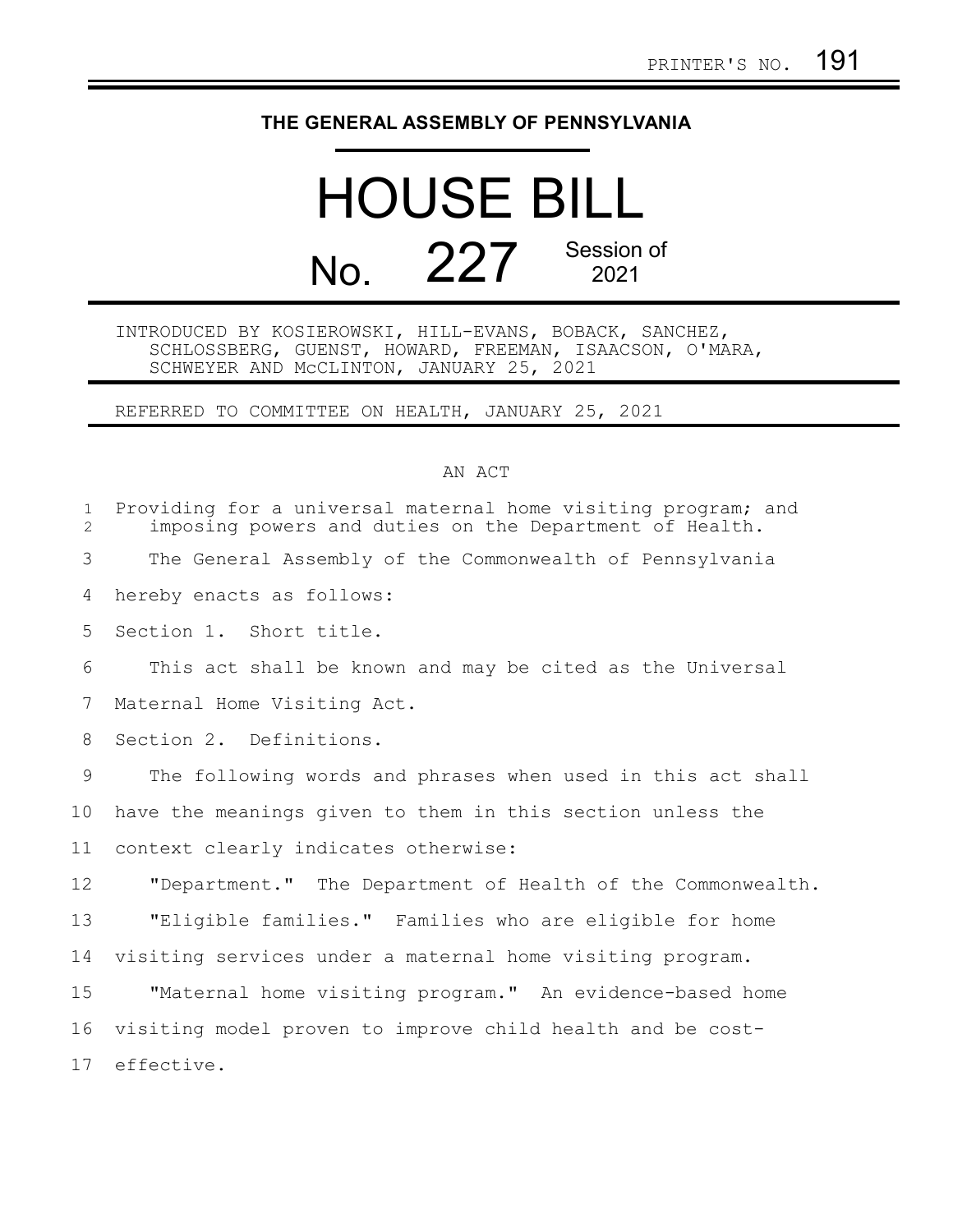PRINTER'S NO. 191

# THE GENERAL ASSEMBLY OF PENNSYLVANIA

# HOUSE BILL

## No. 227 Session of 2021

INTRODUCED BY KOSIEROWSKI, HILL-EVANS, BOBACK, SANCHEZ, SCHLOSSBERG, GUENST, HOWARD, FREEMAN, ISAACSON, O'MARA, SCHWEYER AND McCLINTON, JANUARY 25, 2021

REFERRED TO COMMITTEE ON HEALTH, JANUARY 25, 2021

AN ACT

Providing for a universal maternal home visiting program; and imposing powers and duties on the Department of Health.

The General Assembly of the Commonwealth of Pennsylvania hereby enacts as follows:

Section 1. Short title.

This act shall be known and may be cited as the Universal Maternal Home Visiting Act.

Section 2. Definitions.

The following words and phrases when used in this act shall have the meanings given to them in this section unless the context clearly indicates otherwise:

"Department." The Department of Health of the Commonwealth.

"Eligible families." Families who are eligible for home visiting services under a maternal home visiting program.

"Maternal home visiting program." An evidence-based home visiting model proven to improve child health and be cost-effective.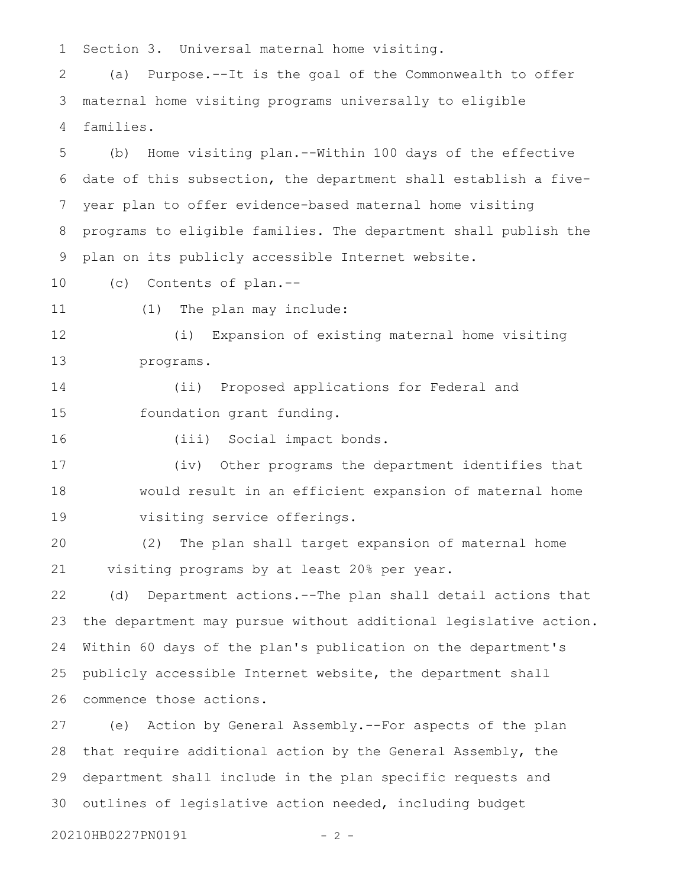Section 3. Universal maternal home visiting.

(a) Purpose.--It is the goal of the Commonwealth to offer maternal home visiting programs universally to eligible families.

(b) Home visiting plan.--Within 100 days of the effective date of this subsection, the department shall establish a five-year plan to offer evidence-based maternal home visiting programs to eligible families. The department shall publish the plan on its publicly accessible Internet website.

(c) Contents of plan.--

(1) The plan may include:

(i) Expansion of existing maternal home visiting programs.

(ii) Proposed applications for Federal and foundation grant funding.

(iii) Social impact bonds.

(iv) Other programs the department identifies that would result in an efficient expansion of maternal home visiting service offerings.

(2) The plan shall target expansion of maternal home visiting programs by at least 20% per year.

(d) Department actions.--The plan shall detail actions that the department may pursue without additional legislative action. Within 60 days of the plan's publication on the department's publicly accessible Internet website, the department shall commence those actions.

(e) Action by General Assembly.--For aspects of the plan that require additional action by the General Assembly, the department shall include in the plan specific requests and outlines of legislative action needed, including budget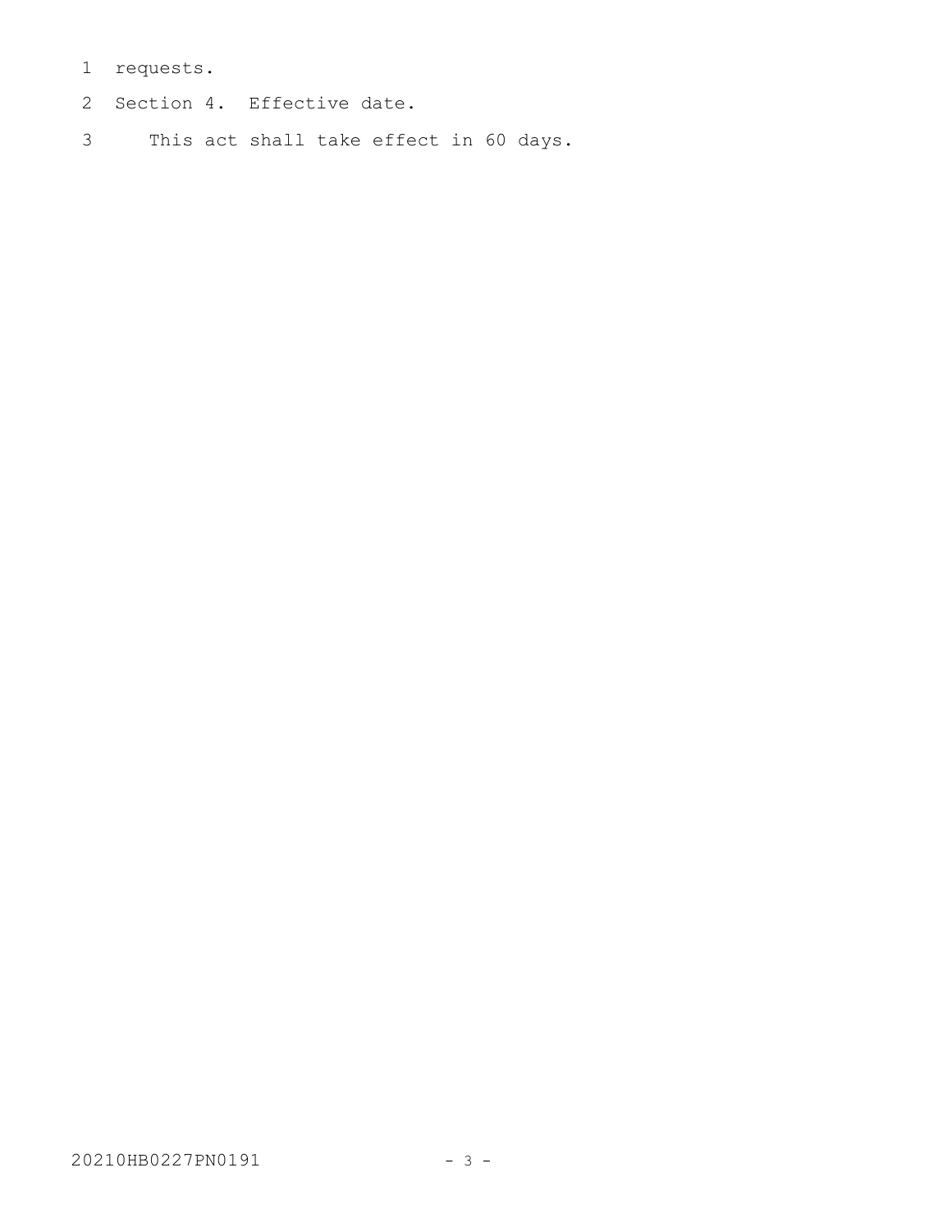requests.

Section 4. Effective date.

This act shall take effect in 60 days.